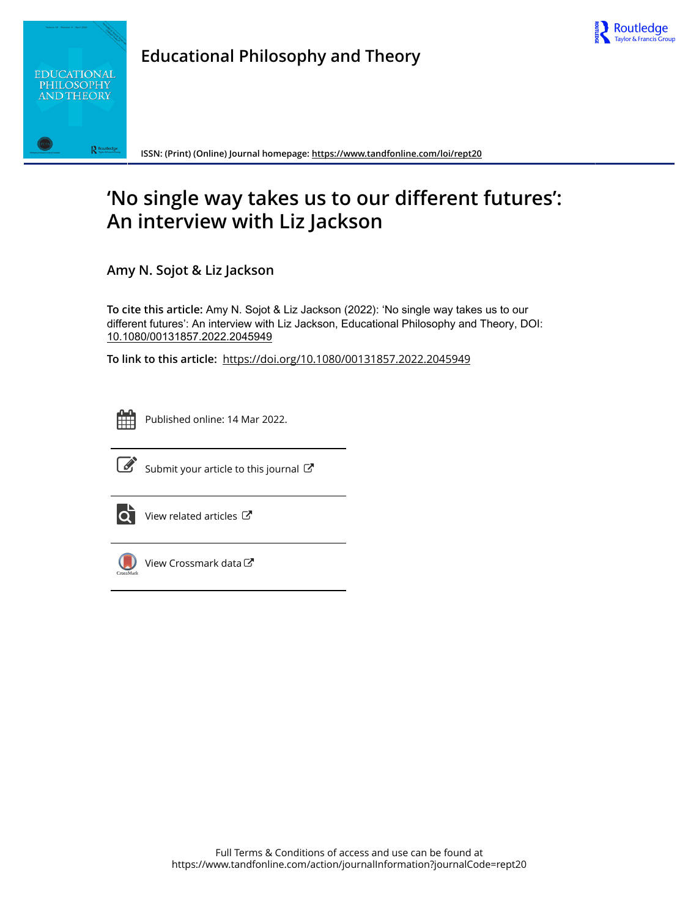Educational Philosophy and Theory

ISSN: (Print) (Online) Journal homepage: https://www.tandfonline.com/loi/rept20

# 'No single way takes us to our different futures': An interview with Liz Jackson

**Amy N. Sojot & Liz Jackson**

**To cite this article:** Amy N. Sojot & Liz Jackson (2022): 'No single way takes us to our different futures': An interview with Liz Jackson, Educational Philosophy and Theory, DOI: 10.1080/00131857.2022.2045949

**To link to this article:** https://doi.org/10.1080/00131857.2022.2045949

Published online: 14 Mar 2022.

Submit your article to this journal

View related articles

View Crossmark data

Full Terms & Conditions of access and use can be found at
https://www.tandfonline.com/action/journalInformation?journalCode=rept20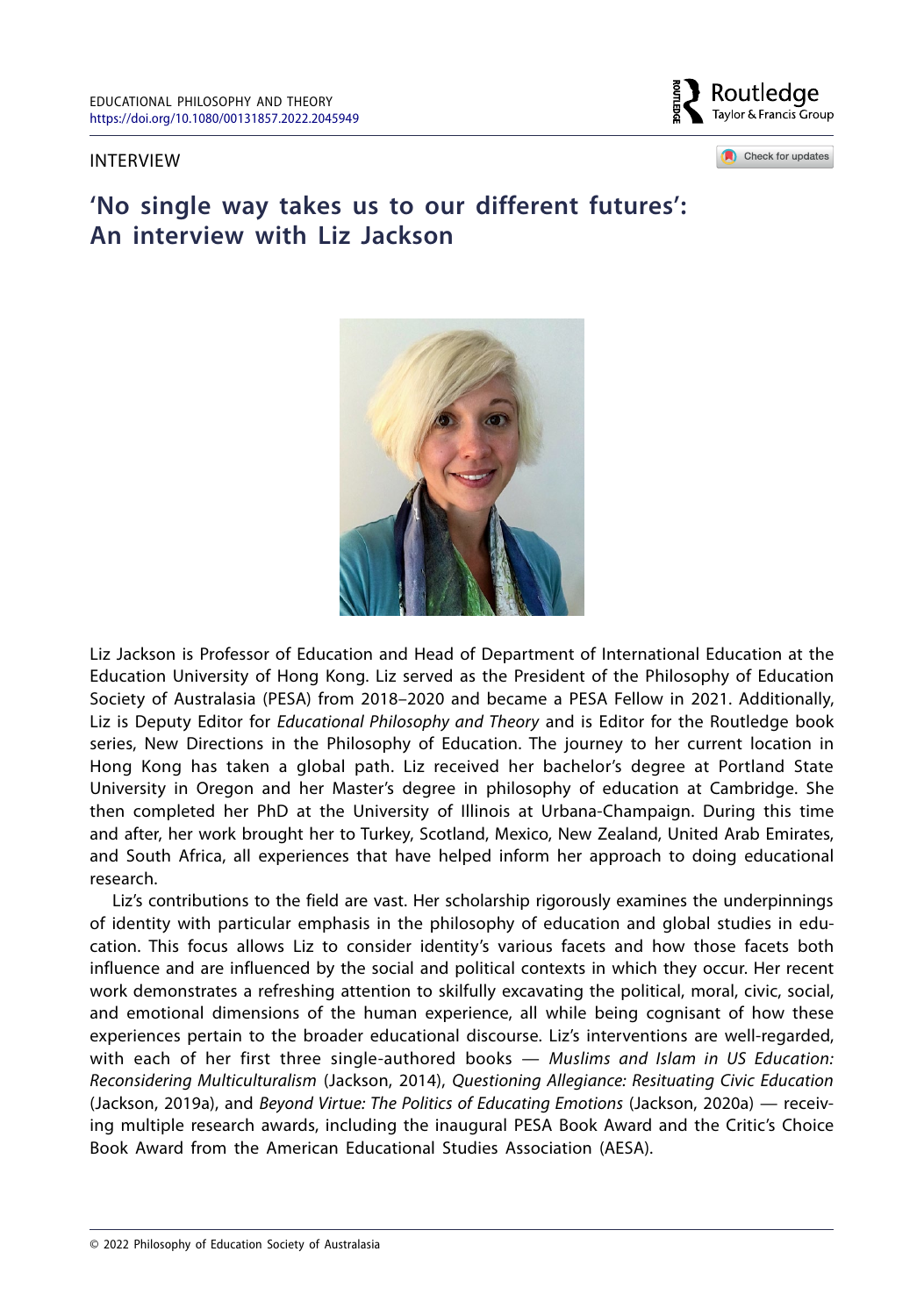INTERVIEW

# 'No single way takes us to our different futures': An interview with Liz Jackson

Liz Jackson is Professor of Education and Head of Department of International Education at the Education University of Hong Kong. Liz served as the President of the Philosophy of Education Society of Australasia (PESA) from 2018–2020 and became a PESA Fellow in 2021. Additionally, Liz is Deputy Editor for *Educational Philosophy and Theory* and is Editor for the Routledge book series, New Directions in the Philosophy of Education. The journey to her current location in Hong Kong has taken a global path. Liz received her bachelor's degree at Portland State University in Oregon and her Master's degree in philosophy of education at Cambridge. She then completed her PhD at the University of Illinois at Urbana-Champaign. During this time and after, her work brought her to Turkey, Scotland, Mexico, New Zealand, United Arab Emirates, and South Africa, all experiences that have helped inform her approach to doing educational research.

Liz's contributions to the field are vast. Her scholarship rigorously examines the underpinnings of identity with particular emphasis in the philosophy of education and global studies in education. This focus allows Liz to consider identity's various facets and how those facets both influence and are influenced by the social and political contexts in which they occur. Her recent work demonstrates a refreshing attention to skilfully excavating the political, moral, civic, social, and emotional dimensions of the human experience, all while being cognisant of how these experiences pertain to the broader educational discourse. Liz's interventions are well-regarded, with each of her first three single-authored books — *Muslims and Islam in US Education: Reconsidering Multiculturalism* (Jackson, 2014), *Questioning Allegiance: Resituating Civic Education* (Jackson, 2019a), and *Beyond Virtue: The Politics of Educating Emotions* (Jackson, 2020a) — receiving multiple research awards, including the inaugural PESA Book Award and the Critic's Choice Book Award from the American Educational Studies Association (AESA).

© 2022 Philosophy of Education Society of Australasia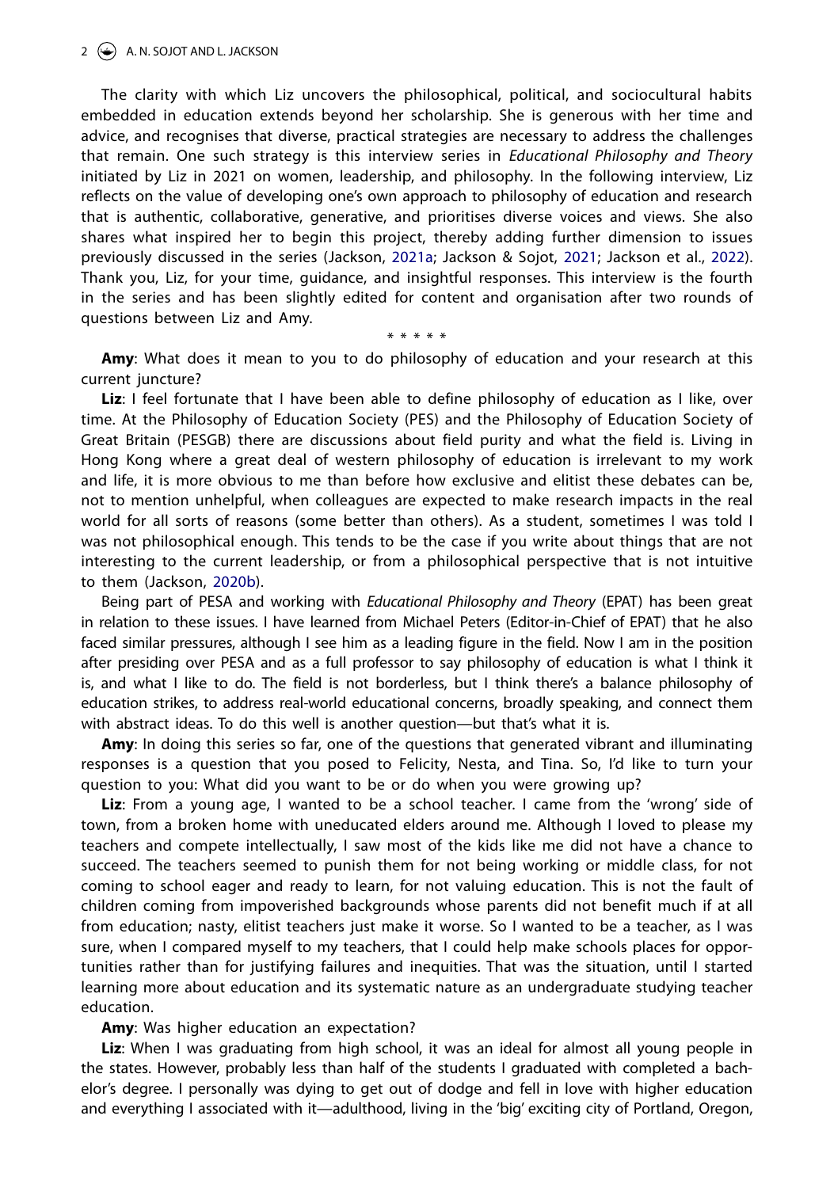The clarity with which Liz uncovers the philosophical, political, and sociocultural habits embedded in education extends beyond her scholarship. She is generous with her time and advice, and recognises that diverse, practical strategies are necessary to address the challenges that remain. One such strategy is this interview series in *Educational Philosophy and Theory* initiated by Liz in 2021 on women, leadership, and philosophy. In the following interview, Liz reflects on the value of developing one's own approach to philosophy of education and research that is authentic, collaborative, generative, and prioritises diverse voices and views. She also shares what inspired her to begin this project, thereby adding further dimension to issues previously discussed in the series (Jackson, 2021a; Jackson & Sojot, 2021; Jackson et al., 2022). Thank you, Liz, for your time, guidance, and insightful responses. This interview is the fourth in the series and has been slightly edited for content and organisation after two rounds of questions between Liz and Amy.

\* \* \* \* \*

**Amy**: What does it mean to you to do philosophy of education and your research at this current juncture?

**Liz**: I feel fortunate that I have been able to define philosophy of education as I like, over time. At the Philosophy of Education Society (PES) and the Philosophy of Education Society of Great Britain (PESGB) there are discussions about field purity and what the field is. Living in Hong Kong where a great deal of western philosophy of education is irrelevant to my work and life, it is more obvious to me than before how exclusive and elitist these debates can be, not to mention unhelpful, when colleagues are expected to make research impacts in the real world for all sorts of reasons (some better than others). As a student, sometimes I was told I was not philosophical enough. This tends to be the case if you write about things that are not interesting to the current leadership, or from a philosophical perspective that is not intuitive to them (Jackson, 2020b).

Being part of PESA and working with *Educational Philosophy and Theory* (EPAT) has been great in relation to these issues. I have learned from Michael Peters (Editor-in-Chief of EPAT) that he also faced similar pressures, although I see him as a leading figure in the field. Now I am in the position after presiding over PESA and as a full professor to say philosophy of education is what I think it is, and what I like to do. The field is not borderless, but I think there's a balance philosophy of education strikes, to address real-world educational concerns, broadly speaking, and connect them with abstract ideas. To do this well is another question—but that's what it is.

**Amy**: In doing this series so far, one of the questions that generated vibrant and illuminating responses is a question that you posed to Felicity, Nesta, and Tina. So, I'd like to turn your question to you: What did you want to be or do when you were growing up?

**Liz**: From a young age, I wanted to be a school teacher. I came from the 'wrong' side of town, from a broken home with uneducated elders around me. Although I loved to please my teachers and compete intellectually, I saw most of the kids like me did not have a chance to succeed. The teachers seemed to punish them for not being working or middle class, for not coming to school eager and ready to learn, for not valuing education. This is not the fault of children coming from impoverished backgrounds whose parents did not benefit much if at all from education; nasty, elitist teachers just make it worse. So I wanted to be a teacher, as I was sure, when I compared myself to my teachers, that I could help make schools places for opportunities rather than for justifying failures and inequities. That was the situation, until I started learning more about education and its systematic nature as an undergraduate studying teacher education.

**Amy**: Was higher education an expectation?

**Liz**: When I was graduating from high school, it was an ideal for almost all young people in the states. However, probably less than half of the students I graduated with completed a bachelor's degree. I personally was dying to get out of dodge and fell in love with higher education and everything I associated with it—adulthood, living in the 'big' exciting city of Portland, Oregon,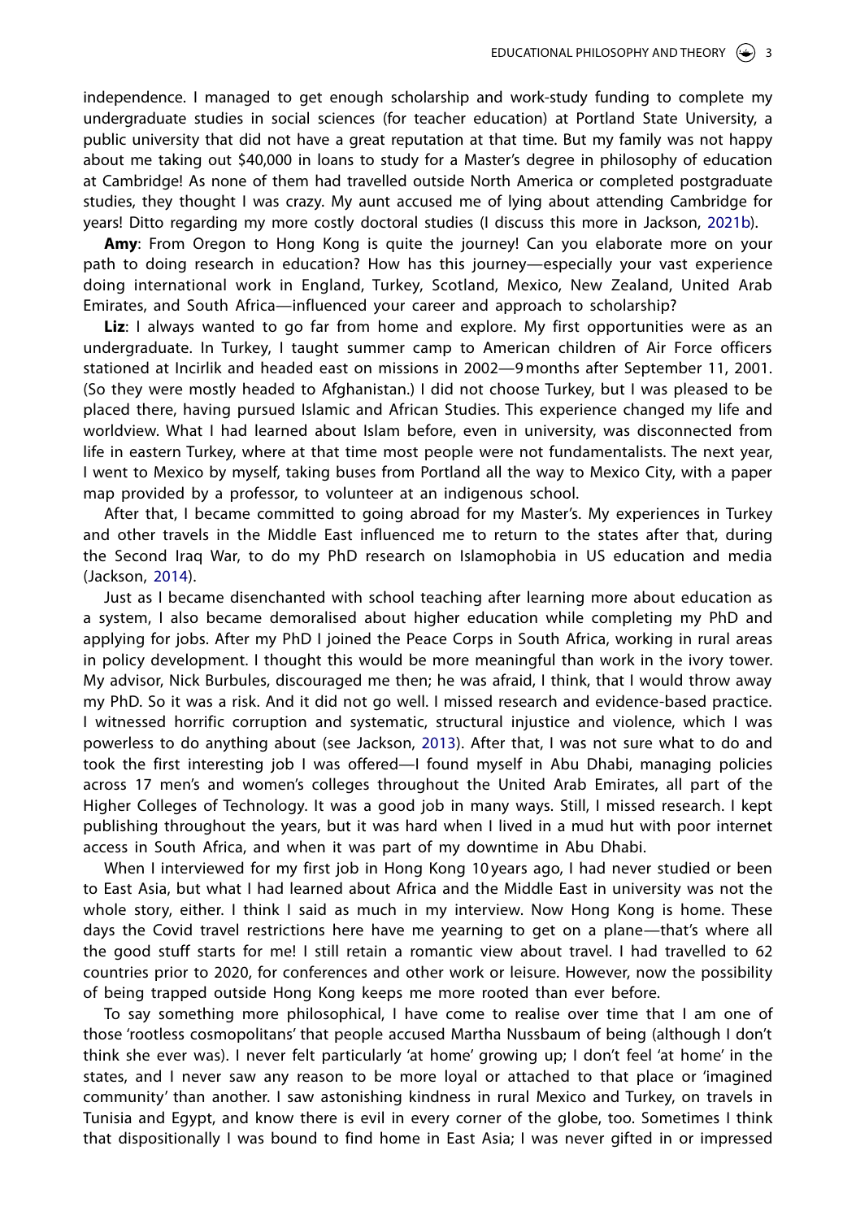independence. I managed to get enough scholarship and work-study funding to complete my undergraduate studies in social sciences (for teacher education) at Portland State University, a public university that did not have a great reputation at that time. But my family was not happy about me taking out $40,000 in loans to study for a Master's degree in philosophy of education at Cambridge! As none of them had travelled outside North America or completed postgraduate studies, they thought I was crazy. My aunt accused me of lying about attending Cambridge for years! Ditto regarding my more costly doctoral studies (I discuss this more in Jackson, 2021b).

**Amy**: From Oregon to Hong Kong is quite the journey! Can you elaborate more on your path to doing research in education? How has this journey—especially your vast experience doing international work in England, Turkey, Scotland, Mexico, New Zealand, United Arab Emirates, and South Africa—influenced your career and approach to scholarship?

**Liz**: I always wanted to go far from home and explore. My first opportunities were as an undergraduate. In Turkey, I taught summer camp to American children of Air Force officers stationed at Incirlik and headed east on missions in 2002—9 months after September 11, 2001. (So they were mostly headed to Afghanistan.) I did not choose Turkey, but I was pleased to be placed there, having pursued Islamic and African Studies. This experience changed my life and worldview. What I had learned about Islam before, even in university, was disconnected from life in eastern Turkey, where at that time most people were not fundamentalists. The next year, I went to Mexico by myself, taking buses from Portland all the way to Mexico City, with a paper map provided by a professor, to volunteer at an indigenous school.

After that, I became committed to going abroad for my Master's. My experiences in Turkey and other travels in the Middle East influenced me to return to the states after that, during the Second Iraq War, to do my PhD research on Islamophobia in US education and media (Jackson, 2014).

Just as I became disenchanted with school teaching after learning more about education as a system, I also became demoralised about higher education while completing my PhD and applying for jobs. After my PhD I joined the Peace Corps in South Africa, working in rural areas in policy development. I thought this would be more meaningful than work in the ivory tower. My advisor, Nick Burbules, discouraged me then; he was afraid, I think, that I would throw away my PhD. So it was a risk. And it did not go well. I missed research and evidence-based practice. I witnessed horrific corruption and systematic, structural injustice and violence, which I was powerless to do anything about (see Jackson, 2013). After that, I was not sure what to do and took the first interesting job I was offered—I found myself in Abu Dhabi, managing policies across 17 men's and women's colleges throughout the United Arab Emirates, all part of the Higher Colleges of Technology. It was a good job in many ways. Still, I missed research. I kept publishing throughout the years, but it was hard when I lived in a mud hut with poor internet access in South Africa, and when it was part of my downtime in Abu Dhabi.

When I interviewed for my first job in Hong Kong 10 years ago, I had never studied or been to East Asia, but what I had learned about Africa and the Middle East in university was not the whole story, either. I think I said as much in my interview. Now Hong Kong is home. These days the Covid travel restrictions here have me yearning to get on a plane—that's where all the good stuff starts for me! I still retain a romantic view about travel. I had travelled to 62 countries prior to 2020, for conferences and other work or leisure. However, now the possibility of being trapped outside Hong Kong keeps me more rooted than ever before.

To say something more philosophical, I have come to realise over time that I am one of those 'rootless cosmopolitans' that people accused Martha Nussbaum of being (although I don't think she ever was). I never felt particularly 'at home' growing up; I don't feel 'at home' in the states, and I never saw any reason to be more loyal or attached to that place or 'imagined community' than another. I saw astonishing kindness in rural Mexico and Turkey, on travels in Tunisia and Egypt, and know there is evil in every corner of the globe, too. Sometimes I think that dispositionally I was bound to find home in East Asia; I was never gifted in or impressed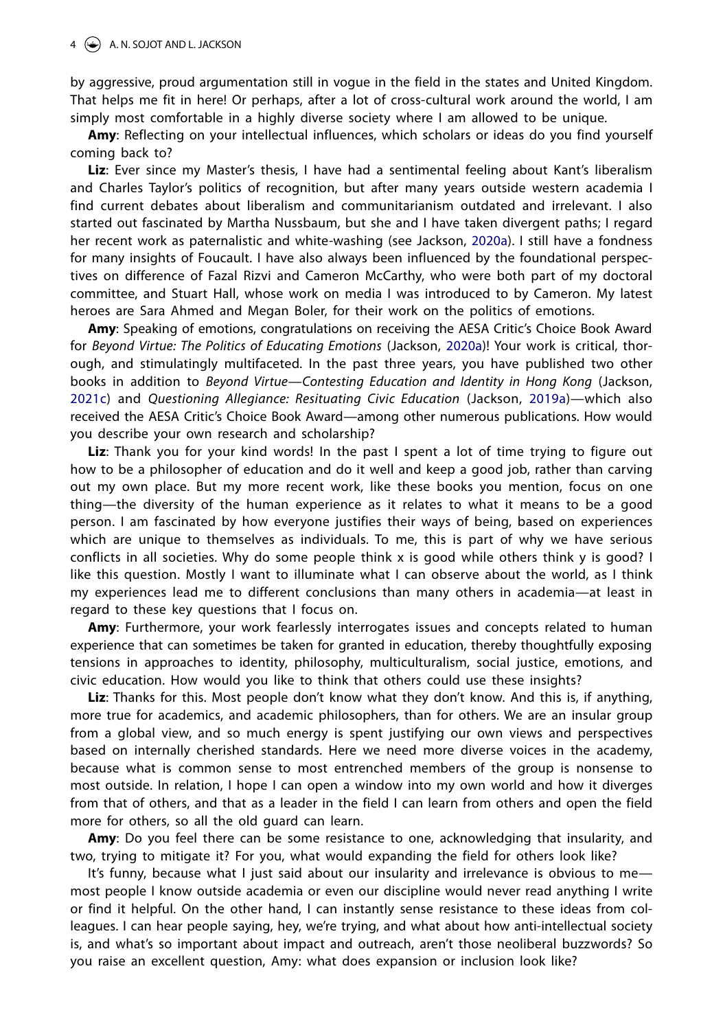by aggressive, proud argumentation still in vogue in the field in the states and United Kingdom. That helps me fit in here! Or perhaps, after a lot of cross-cultural work around the world, I am simply most comfortable in a highly diverse society where I am allowed to be unique.

**Amy**: Reflecting on your intellectual influences, which scholars or ideas do you find yourself coming back to?

**Liz**: Ever since my Master's thesis, I have had a sentimental feeling about Kant's liberalism and Charles Taylor's politics of recognition, but after many years outside western academia I find current debates about liberalism and communitarianism outdated and irrelevant. I also started out fascinated by Martha Nussbaum, but she and I have taken divergent paths; I regard her recent work as paternalistic and white-washing (see Jackson, 2020a). I still have a fondness for many insights of Foucault. I have also always been influenced by the foundational perspectives on difference of Fazal Rizvi and Cameron McCarthy, who were both part of my doctoral committee, and Stuart Hall, whose work on media I was introduced to by Cameron. My latest heroes are Sara Ahmed and Megan Boler, for their work on the politics of emotions.

**Amy**: Speaking of emotions, congratulations on receiving the AESA Critic's Choice Book Award for *Beyond Virtue: The Politics of Educating Emotions* (Jackson, 2020a)! Your work is critical, thorough, and stimulatingly multifaceted. In the past three years, you have published two other books in addition to *Beyond Virtue*—*Contesting Education and Identity in Hong Kong* (Jackson, 2021c) and *Questioning Allegiance: Resituating Civic Education* (Jackson, 2019a)—which also received the AESA Critic's Choice Book Award—among other numerous publications. How would you describe your own research and scholarship?

**Liz**: Thank you for your kind words! In the past I spent a lot of time trying to figure out how to be a philosopher of education and do it well and keep a good job, rather than carving out my own place. But my more recent work, like these books you mention, focus on one thing—the diversity of the human experience as it relates to what it means to be a good person. I am fascinated by how everyone justifies their ways of being, based on experiences which are unique to themselves as individuals. To me, this is part of why we have serious conflicts in all societies. Why do some people think x is good while others think y is good? I like this question. Mostly I want to illuminate what I can observe about the world, as I think my experiences lead me to different conclusions than many others in academia—at least in regard to these key questions that I focus on.

**Amy**: Furthermore, your work fearlessly interrogates issues and concepts related to human experience that can sometimes be taken for granted in education, thereby thoughtfully exposing tensions in approaches to identity, philosophy, multiculturalism, social justice, emotions, and civic education. How would you like to think that others could use these insights?

**Liz**: Thanks for this. Most people don't know what they don't know. And this is, if anything, more true for academics, and academic philosophers, than for others. We are an insular group from a global view, and so much energy is spent justifying our own views and perspectives based on internally cherished standards. Here we need more diverse voices in the academy, because what is common sense to most entrenched members of the group is nonsense to most outside. In relation, I hope I can open a window into my own world and how it diverges from that of others, and that as a leader in the field I can learn from others and open the field more for others, so all the old guard can learn.

**Amy**: Do you feel there can be some resistance to one, acknowledging that insularity, and two, trying to mitigate it? For you, what would expanding the field for others look like?

It's funny, because what I just said about our insularity and irrelevance is obvious to me—most people I know outside academia or even our discipline would never read anything I write or find it helpful. On the other hand, I can instantly sense resistance to these ideas from colleagues. I can hear people saying, hey, we're trying, and what about how anti-intellectual society is, and what's so important about impact and outreach, aren't those neoliberal buzzwords? So you raise an excellent question, Amy: what does expansion or inclusion look like?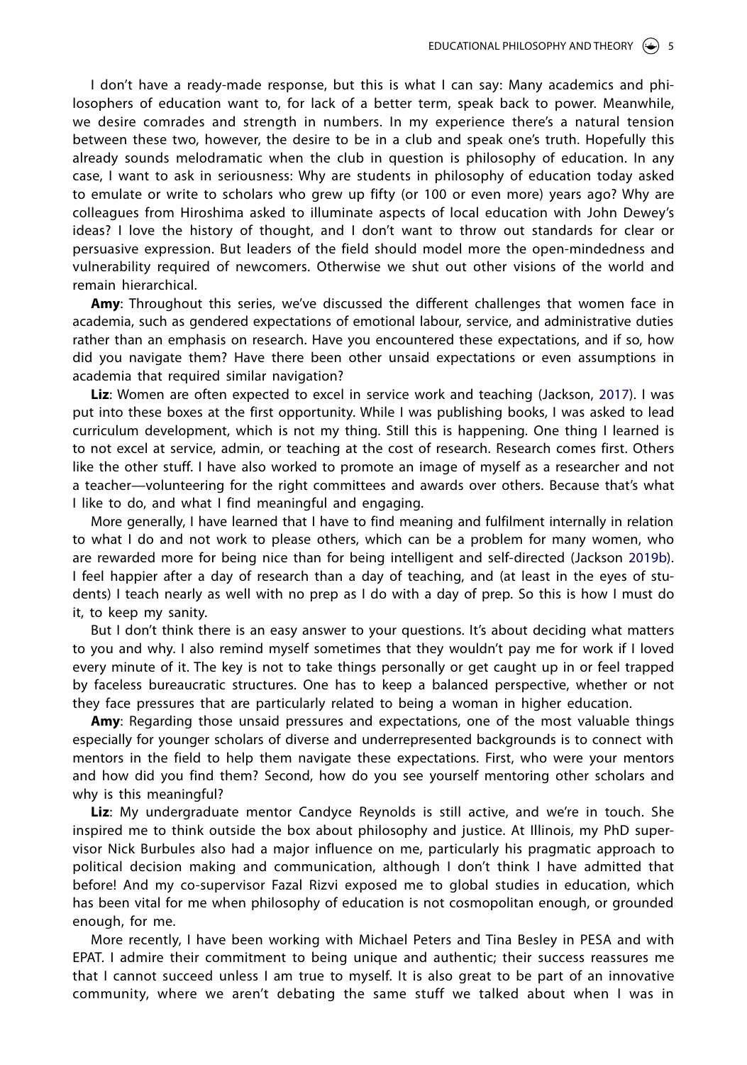I don't have a ready-made response, but this is what I can say: Many academics and philosophers of education want to, for lack of a better term, speak back to power. Meanwhile, we desire comrades and strength in numbers. In my experience there's a natural tension between these two, however, the desire to be in a club and speak one's truth. Hopefully this already sounds melodramatic when the club in question is philosophy of education. In any case, I want to ask in seriousness: Why are students in philosophy of education today asked to emulate or write to scholars who grew up fifty (or 100 or even more) years ago? Why are colleagues from Hiroshima asked to illuminate aspects of local education with John Dewey's ideas? I love the history of thought, and I don't want to throw out standards for clear or persuasive expression. But leaders of the field should model more the open-mindedness and vulnerability required of newcomers. Otherwise we shut out other visions of the world and remain hierarchical.

**Amy**: Throughout this series, we've discussed the different challenges that women face in academia, such as gendered expectations of emotional labour, service, and administrative duties rather than an emphasis on research. Have you encountered these expectations, and if so, how did you navigate them? Have there been other unsaid expectations or even assumptions in academia that required similar navigation?

**Liz**: Women are often expected to excel in service work and teaching (Jackson, 2017). I was put into these boxes at the first opportunity. While I was publishing books, I was asked to lead curriculum development, which is not my thing. Still this is happening. One thing I learned is to not excel at service, admin, or teaching at the cost of research. Research comes first. Others like the other stuff. I have also worked to promote an image of myself as a researcher and not a teacher—volunteering for the right committees and awards over others. Because that's what I like to do, and what I find meaningful and engaging.

More generally, I have learned that I have to find meaning and fulfilment internally in relation to what I do and not work to please others, which can be a problem for many women, who are rewarded more for being nice than for being intelligent and self-directed (Jackson 2019b). I feel happier after a day of research than a day of teaching, and (at least in the eyes of students) I teach nearly as well with no prep as I do with a day of prep. So this is how I must do it, to keep my sanity.

But I don't think there is an easy answer to your questions. It's about deciding what matters to you and why. I also remind myself sometimes that they wouldn't pay me for work if I loved every minute of it. The key is not to take things personally or get caught up in or feel trapped by faceless bureaucratic structures. One has to keep a balanced perspective, whether or not they face pressures that are particularly related to being a woman in higher education.

**Amy**: Regarding those unsaid pressures and expectations, one of the most valuable things especially for younger scholars of diverse and underrepresented backgrounds is to connect with mentors in the field to help them navigate these expectations. First, who were your mentors and how did you find them? Second, how do you see yourself mentoring other scholars and why is this meaningful?

**Liz**: My undergraduate mentor Candyce Reynolds is still active, and we're in touch. She inspired me to think outside the box about philosophy and justice. At Illinois, my PhD supervisor Nick Burbules also had a major influence on me, particularly his pragmatic approach to political decision making and communication, although I don't think I have admitted that before! And my co-supervisor Fazal Rizvi exposed me to global studies in education, which has been vital for me when philosophy of education is not cosmopolitan enough, or grounded enough, for me.

More recently, I have been working with Michael Peters and Tina Besley in PESA and with EPAT. I admire their commitment to being unique and authentic; their success reassures me that I cannot succeed unless I am true to myself. It is also great to be part of an innovative community, where we aren't debating the same stuff we talked about when I was in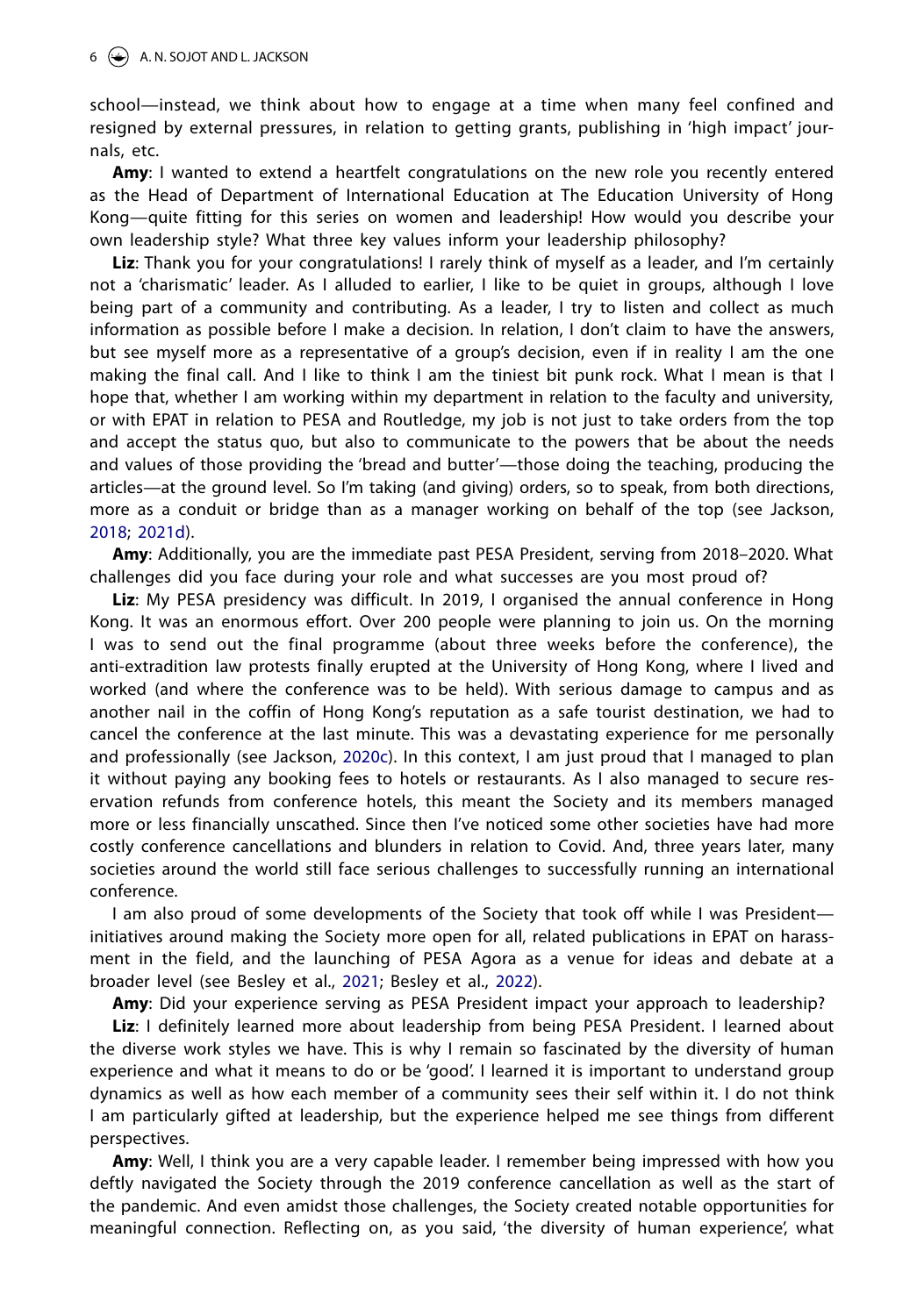school—instead, we think about how to engage at a time when many feel confined and resigned by external pressures, in relation to getting grants, publishing in 'high impact' journals, etc.

**Amy**: I wanted to extend a heartfelt congratulations on the new role you recently entered as the Head of Department of International Education at The Education University of Hong Kong—quite fitting for this series on women and leadership! How would you describe your own leadership style? What three key values inform your leadership philosophy?

**Liz**: Thank you for your congratulations! I rarely think of myself as a leader, and I'm certainly not a 'charismatic' leader. As I alluded to earlier, I like to be quiet in groups, although I love being part of a community and contributing. As a leader, I try to listen and collect as much information as possible before I make a decision. In relation, I don't claim to have the answers, but see myself more as a representative of a group's decision, even if in reality I am the one making the final call. And I like to think I am the tiniest bit punk rock. What I mean is that I hope that, whether I am working within my department in relation to the faculty and university, or with EPAT in relation to PESA and Routledge, my job is not just to take orders from the top and accept the status quo, but also to communicate to the powers that be about the needs and values of those providing the 'bread and butter'—those doing the teaching, producing the articles—at the ground level. So I'm taking (and giving) orders, so to speak, from both directions, more as a conduit or bridge than as a manager working on behalf of the top (see Jackson, 2018; 2021d).

**Amy**: Additionally, you are the immediate past PESA President, serving from 2018–2020. What challenges did you face during your role and what successes are you most proud of?

**Liz**: My PESA presidency was difficult. In 2019, I organised the annual conference in Hong Kong. It was an enormous effort. Over 200 people were planning to join us. On the morning I was to send out the final programme (about three weeks before the conference), the anti-extradition law protests finally erupted at the University of Hong Kong, where I lived and worked (and where the conference was to be held). With serious damage to campus and as another nail in the coffin of Hong Kong's reputation as a safe tourist destination, we had to cancel the conference at the last minute. This was a devastating experience for me personally and professionally (see Jackson, 2020c). In this context, I am just proud that I managed to plan it without paying any booking fees to hotels or restaurants. As I also managed to secure reservation refunds from conference hotels, this meant the Society and its members managed more or less financially unscathed. Since then I've noticed some other societies have had more costly conference cancellations and blunders in relation to Covid. And, three years later, many societies around the world still face serious challenges to successfully running an international conference.

I am also proud of some developments of the Society that took off while I was President—initiatives around making the Society more open for all, related publications in EPAT on harassment in the field, and the launching of PESA Agora as a venue for ideas and debate at a broader level (see Besley et al., 2021; Besley et al., 2022).

**Amy**: Did your experience serving as PESA President impact your approach to leadership?

**Liz**: I definitely learned more about leadership from being PESA President. I learned about the diverse work styles we have. This is why I remain so fascinated by the diversity of human experience and what it means to do or be 'good'. I learned it is important to understand group dynamics as well as how each member of a community sees their self within it. I do not think I am particularly gifted at leadership, but the experience helped me see things from different perspectives.

**Amy**: Well, I think you are a very capable leader. I remember being impressed with how you deftly navigated the Society through the 2019 conference cancellation as well as the start of the pandemic. And even amidst those challenges, the Society created notable opportunities for meaningful connection. Reflecting on, as you said, 'the diversity of human experience', what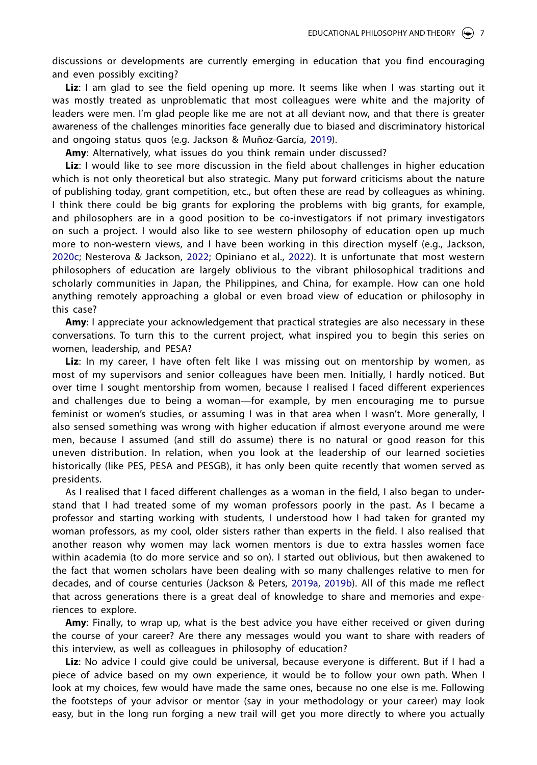discussions or developments are currently emerging in education that you find encouraging and even possibly exciting?

**Liz**: I am glad to see the field opening up more. It seems like when I was starting out it was mostly treated as unproblematic that most colleagues were white and the majority of leaders were men. I'm glad people like me are not at all deviant now, and that there is greater awareness of the challenges minorities face generally due to biased and discriminatory historical and ongoing status quos (e.g. Jackson & Muñoz-García, 2019).

**Amy**: Alternatively, what issues do you think remain under discussed?

**Liz**: I would like to see more discussion in the field about challenges in higher education which is not only theoretical but also strategic. Many put forward criticisms about the nature of publishing today, grant competition, etc., but often these are read by colleagues as whining. I think there could be big grants for exploring the problems with big grants, for example, and philosophers are in a good position to be co-investigators if not primary investigators on such a project. I would also like to see western philosophy of education open up much more to non-western views, and I have been working in this direction myself (e.g., Jackson, 2020c; Nesterova & Jackson, 2022; Opiniano et al., 2022). It is unfortunate that most western philosophers of education are largely oblivious to the vibrant philosophical traditions and scholarly communities in Japan, the Philippines, and China, for example. How can one hold anything remotely approaching a global or even broad view of education or philosophy in this case?

**Amy**: I appreciate your acknowledgement that practical strategies are also necessary in these conversations. To turn this to the current project, what inspired you to begin this series on women, leadership, and PESA?

**Liz**: In my career, I have often felt like I was missing out on mentorship by women, as most of my supervisors and senior colleagues have been men. Initially, I hardly noticed. But over time I sought mentorship from women, because I realised I faced different experiences and challenges due to being a woman—for example, by men encouraging me to pursue feminist or women's studies, or assuming I was in that area when I wasn't. More generally, I also sensed something was wrong with higher education if almost everyone around me were men, because I assumed (and still do assume) there is no natural or good reason for this uneven distribution. In relation, when you look at the leadership of our learned societies historically (like PES, PESA and PESGB), it has only been quite recently that women served as presidents.

As I realised that I faced different challenges as a woman in the field, I also began to understand that I had treated some of my woman professors poorly in the past. As I became a professor and starting working with students, I understood how I had taken for granted my woman professors, as my cool, older sisters rather than experts in the field. I also realised that another reason why women may lack women mentors is due to extra hassles women face within academia (to do more service and so on). I started out oblivious, but then awakened to the fact that women scholars have been dealing with so many challenges relative to men for decades, and of course centuries (Jackson & Peters, 2019a, 2019b). All of this made me reflect that across generations there is a great deal of knowledge to share and memories and experiences to explore.

**Amy**: Finally, to wrap up, what is the best advice you have either received or given during the course of your career? Are there any messages would you want to share with readers of this interview, as well as colleagues in philosophy of education?

**Liz**: No advice I could give could be universal, because everyone is different. But if I had a piece of advice based on my own experience, it would be to follow your own path. When I look at my choices, few would have made the same ones, because no one else is me. Following the footsteps of your advisor or mentor (say in your methodology or your career) may look easy, but in the long run forging a new trail will get you more directly to where you actually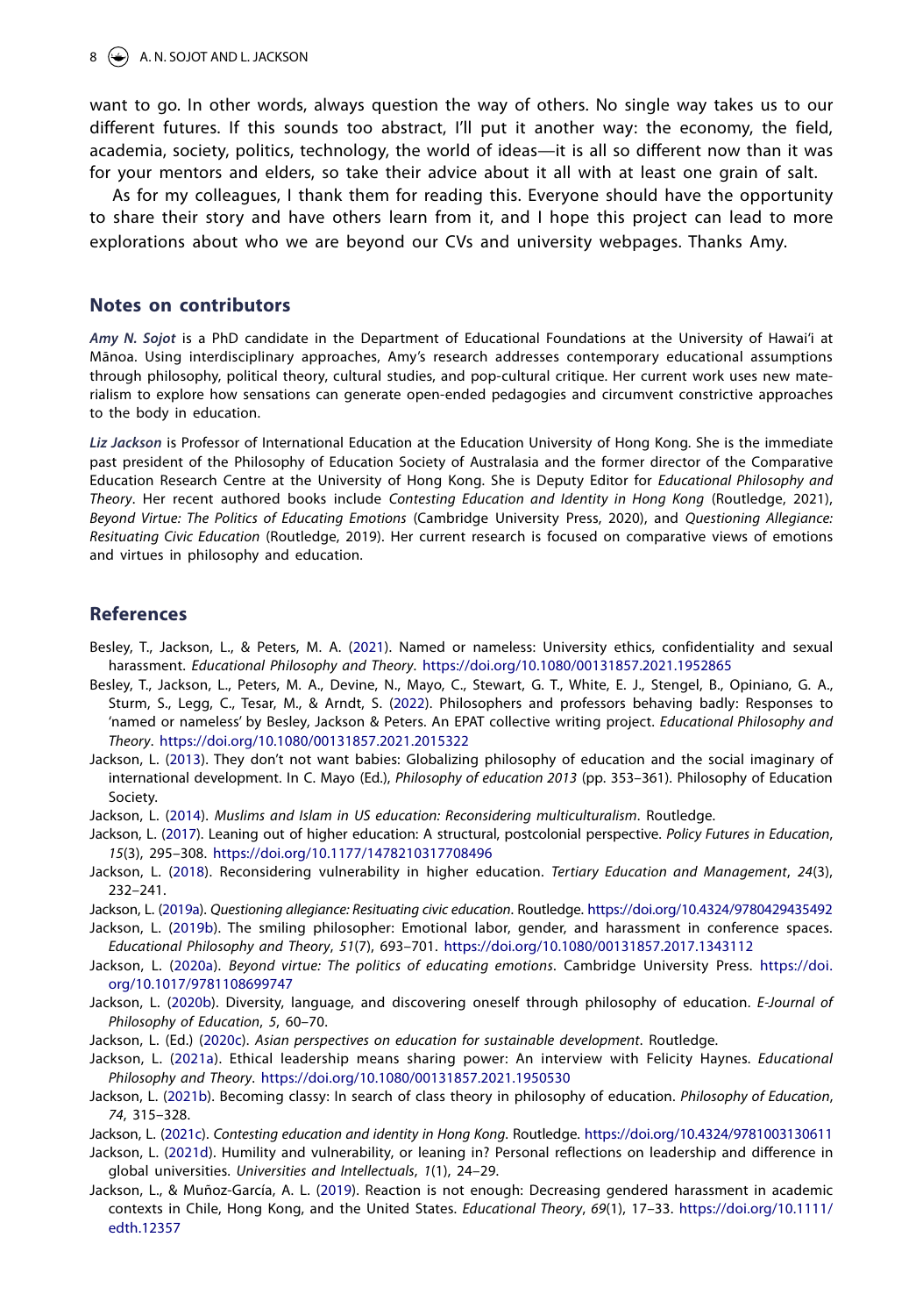want to go. In other words, always question the way of others. No single way takes us to our different futures. If this sounds too abstract, I'll put it another way: the economy, the field, academia, society, politics, technology, the world of ideas—it is all so different now than it was for your mentors and elders, so take their advice about it all with at least one grain of salt.

As for my colleagues, I thank them for reading this. Everyone should have the opportunity to share their story and have others learn from it, and I hope this project can lead to more explorations about who we are beyond our CVs and university webpages. Thanks Amy.

## Notes on contributors

***Amy N. Sojot*** is a PhD candidate in the Department of Educational Foundations at the University of Hawai'i at Mānoa. Using interdisciplinary approaches, Amy's research addresses contemporary educational assumptions through philosophy, political theory, cultural studies, and pop-cultural critique. Her current work uses new materialism to explore how sensations can generate open-ended pedagogies and circumvent constrictive approaches to the body in education.

***Liz Jackson*** is Professor of International Education at the Education University of Hong Kong. She is the immediate past president of the Philosophy of Education Society of Australasia and the former director of the Comparative Education Research Centre at the University of Hong Kong. She is Deputy Editor for *Educational Philosophy and Theory*. Her recent authored books include *Contesting Education and Identity in Hong Kong* (Routledge, 2021), *Beyond Virtue: The Politics of Educating Emotions* (Cambridge University Press, 2020), and *Questioning Allegiance: Resituating Civic Education* (Routledge, 2019). Her current research is focused on comparative views of emotions and virtues in philosophy and education.

## References

Besley, T., Jackson, L., & Peters, M. A. (2021). Named or nameless: University ethics, confidentiality and sexual harassment. *Educational Philosophy and Theory*. https://doi.org/10.1080/00131857.2021.1952865

Besley, T., Jackson, L., Peters, M. A., Devine, N., Mayo, C., Stewart, G. T., White, E. J., Stengel, B., Opiniano, G. A., Sturm, S., Legg, C., Tesar, M., & Arndt, S. (2022). Philosophers and professors behaving badly: Responses to 'named or nameless' by Besley, Jackson & Peters. An EPAT collective writing project. *Educational Philosophy and Theory*. https://doi.org/10.1080/00131857.2021.2015322

Jackson, L. (2013). They don't not want babies: Globalizing philosophy of education and the social imaginary of international development. In C. Mayo (Ed.), *Philosophy of education 2013* (pp. 353–361). Philosophy of Education Society.

Jackson, L. (2014). *Muslims and Islam in US education: Reconsidering multiculturalism*. Routledge.

Jackson, L. (2017). Leaning out of higher education: A structural, postcolonial perspective. *Policy Futures in Education*, *15*(3), 295–308. https://doi.org/10.1177/1478210317708496

Jackson, L. (2018). Reconsidering vulnerability in higher education. *Tertiary Education and Management*, *24*(3), 232–241.

Jackson, L. (2019a). *Questioning allegiance: Resituating civic education*. Routledge. https://doi.org/10.4324/9780429435492

Jackson, L. (2019b). The smiling philosopher: Emotional labor, gender, and harassment in conference spaces. *Educational Philosophy and Theory*, *51*(7), 693–701. https://doi.org/10.1080/00131857.2017.1343112

Jackson, L. (2020a). *Beyond virtue: The politics of educating emotions*. Cambridge University Press. https://doi.org/10.1017/9781108699747

Jackson, L. (2020b). Diversity, language, and discovering oneself through philosophy of education. *E-Journal of Philosophy of Education*, *5*, 60–70.

Jackson, L. (Ed.) (2020c). *Asian perspectives on education for sustainable development*. Routledge.

Jackson, L. (2021a). Ethical leadership means sharing power: An interview with Felicity Haynes. *Educational Philosophy and Theory*. https://doi.org/10.1080/00131857.2021.1950530

Jackson, L. (2021b). Becoming classy: In search of class theory in philosophy of education. *Philosophy of Education*, *74*, 315–328.

Jackson, L. (2021c). *Contesting education and identity in Hong Kong*. Routledge. https://doi.org/10.4324/9781003130611

Jackson, L. (2021d). Humility and vulnerability, or leaning in? Personal reflections on leadership and difference in global universities. *Universities and Intellectuals*, *1*(1), 24–29.

Jackson, L., & Muñoz-García, A. L. (2019). Reaction is not enough: Decreasing gendered harassment in academic contexts in Chile, Hong Kong, and the United States. *Educational Theory*, *69*(1), 17–33. https://doi.org/10.1111/edth.12357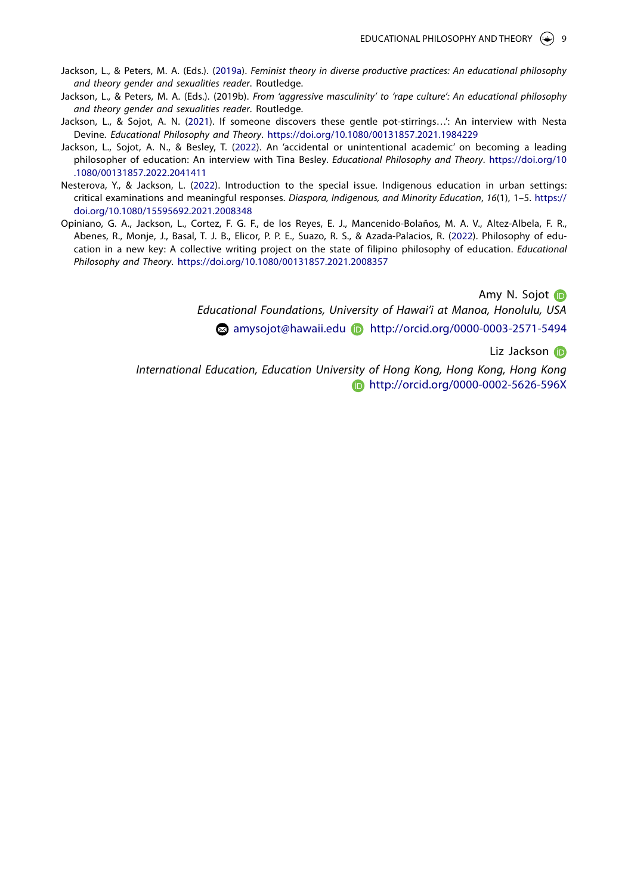Jackson, L., & Peters, M. A. (Eds.). (2019a). *Feminist theory in diverse productive practices: An educational philosophy and theory gender and sexualities reader*. Routledge.

Jackson, L., & Peters, M. A. (Eds.). (2019b). *From 'aggressive masculinity' to 'rape culture': An educational philosophy and theory gender and sexualities reader*. Routledge.

Jackson, L., & Sojot, A. N. (2021). If someone discovers these gentle pot-stirrings…': An interview with Nesta Devine. *Educational Philosophy and Theory*. https://doi.org/10.1080/00131857.2021.1984229

Jackson, L., Sojot, A. N., & Besley, T. (2022). An 'accidental or unintentional academic' on becoming a leading philosopher of education: An interview with Tina Besley. *Educational Philosophy and Theory*. https://doi.org/10.1080/00131857.2022.2041411

Nesterova, Y., & Jackson, L. (2022). Introduction to the special issue. Indigenous education in urban settings: critical examinations and meaningful responses. *Diaspora, Indigenous, and Minority Education*, *16*(1), 1–5. https://doi.org/10.1080/15595692.2021.2008348

Opiniano, G. A., Jackson, L., Cortez, F. G. F., de los Reyes, E. J., Mancenido-Bolaños, M. A. V., Altez-Albela, F. R., Abenes, R., Monje, J., Basal, T. J. B., Elicor, P. P. E., Suazo, R. S., & Azada-Palacios, R. (2022). Philosophy of education in a new key: A collective writing project on the state of filipino philosophy of education. *Educational Philosophy and Theory*. https://doi.org/10.1080/00131857.2021.2008357

Amy N. Sojot
*Educational Foundations, University of Hawai'i at Manoa, Honolulu, USA*
amysojot@hawaii.edu http://orcid.org/0000-0003-2571-5494

Liz Jackson
*International Education, Education University of Hong Kong, Hong Kong, Hong Kong*
http://orcid.org/0000-0002-5626-596X